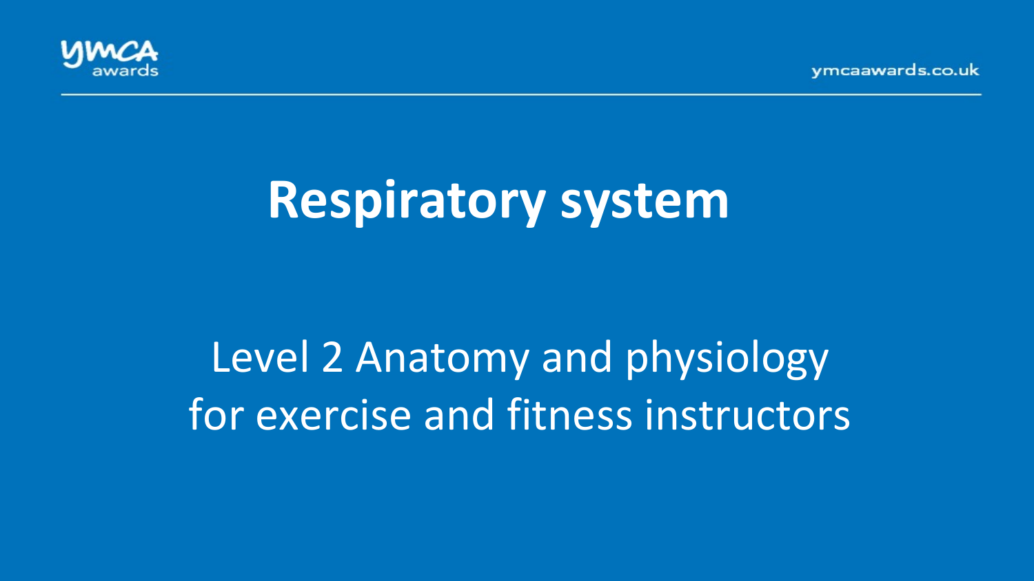# Respiratory system

Level 2 Anatomy and physiology for exercise and fitness instructors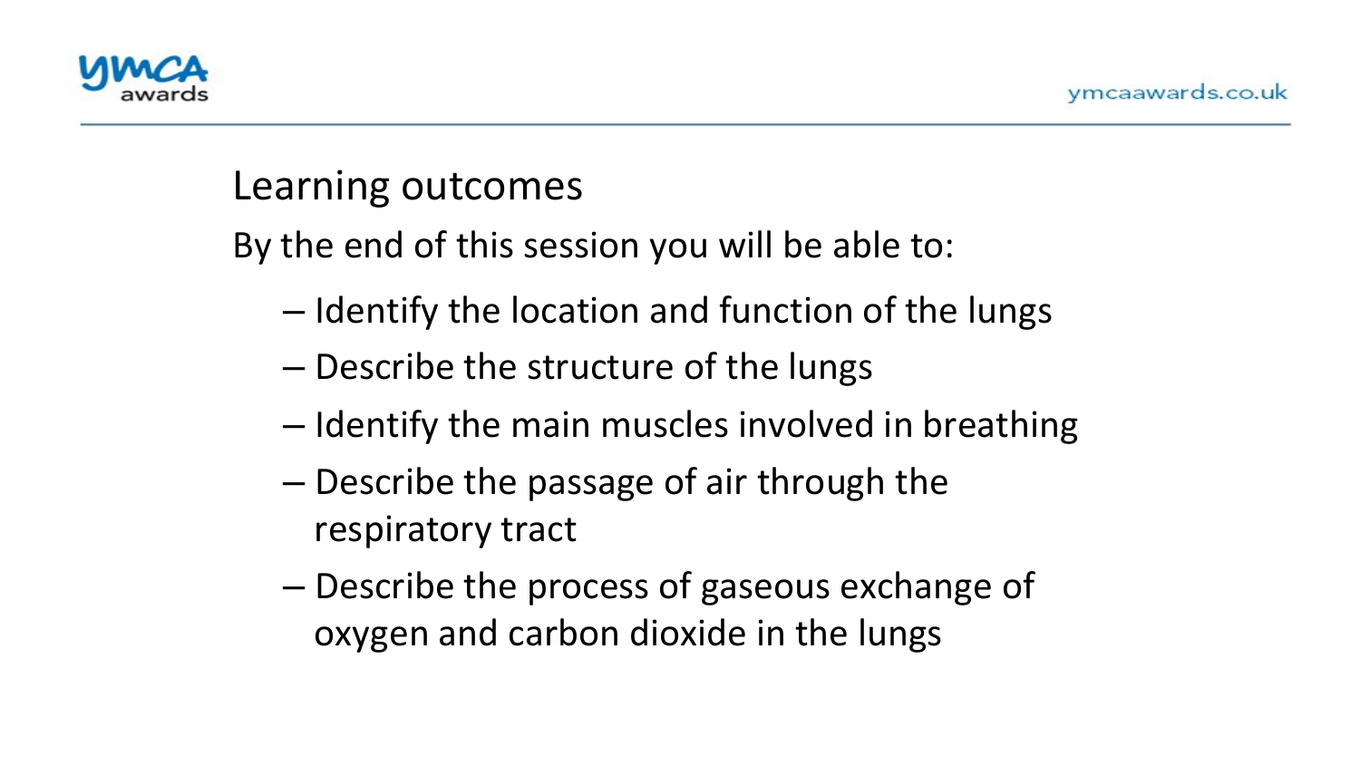## Learning outcomes

By the end of this session you will be able to:

- Identify the location and function of the lungs
- Describe the structure of the lungs
- Identify the main muscles involved in breathing
- Describe the passage of air through the respiratory tract
- Describe the process of gaseous exchange of oxygen and carbon dioxide in the lungs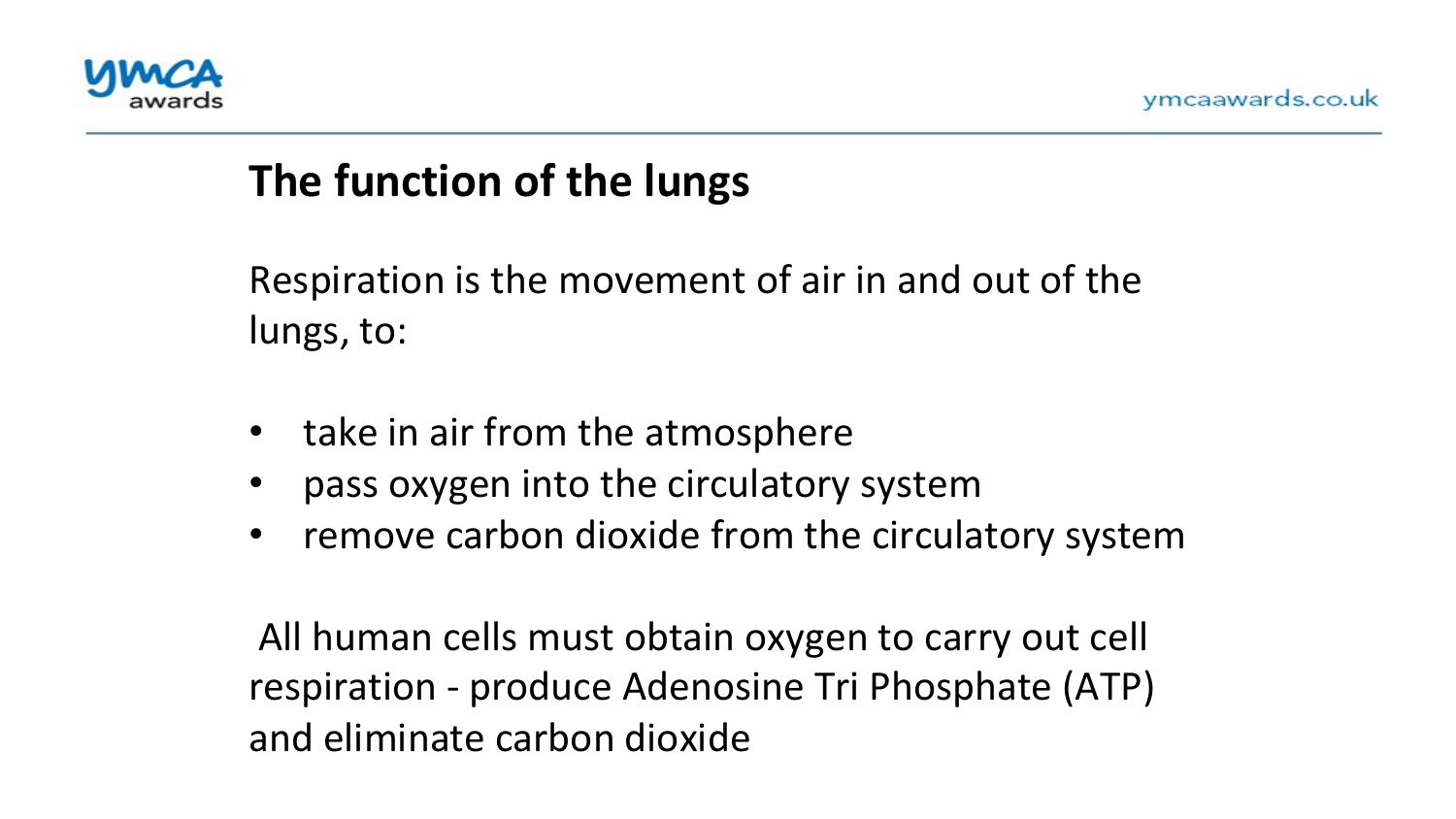## The function of the lungs

Respiration is the movement of air in and out of the lungs, to:

- take in air from the atmosphere
- pass oxygen into the circulatory system
- remove carbon dioxide from the circulatory system

All human cells must obtain oxygen to carry out cell respiration - produce Adenosine Tri Phosphate (ATP) and eliminate carbon dioxide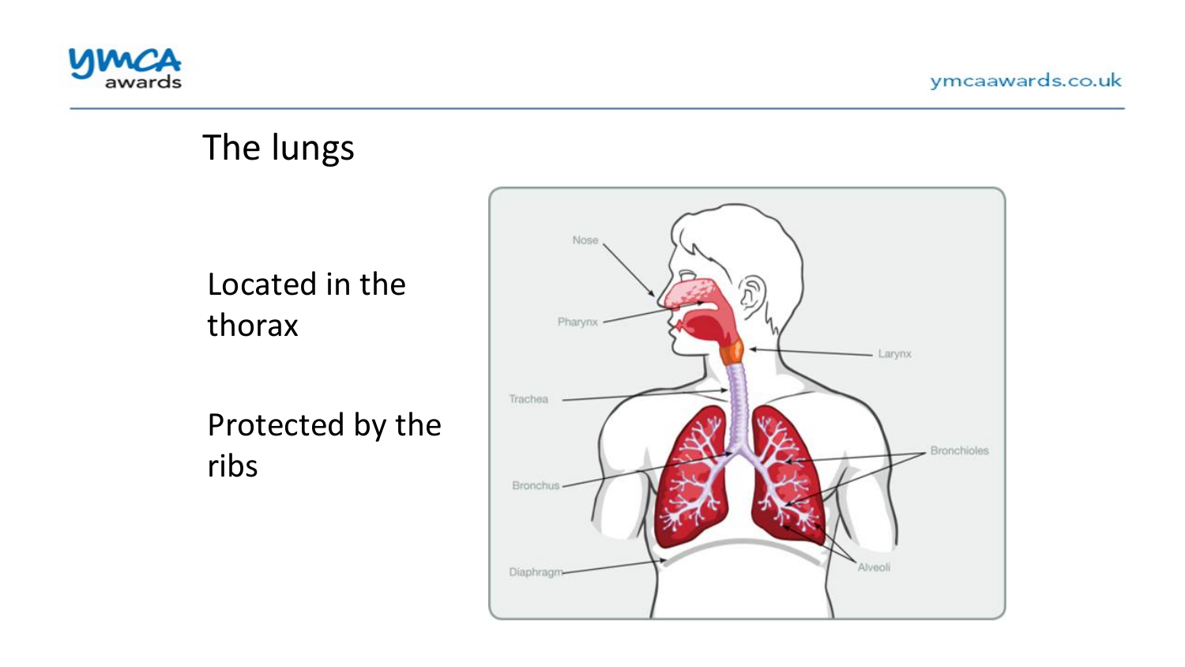# The lungs

Located in the thorax

Protected by the ribs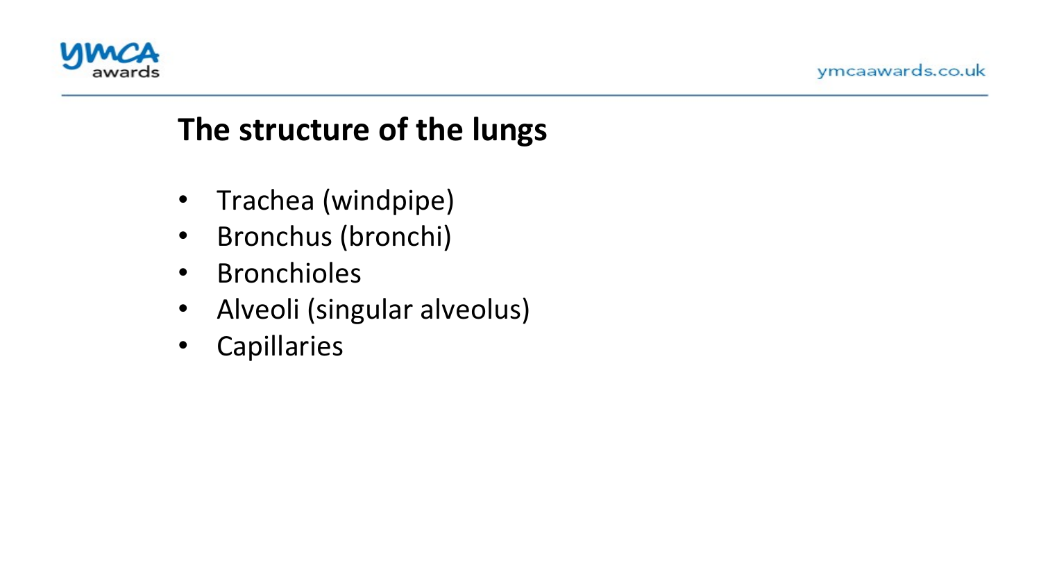## The structure of the lungs

- Trachea (windpipe)
- Bronchus (bronchi)
- Bronchioles
- Alveoli (singular alveolus)
- Capillaries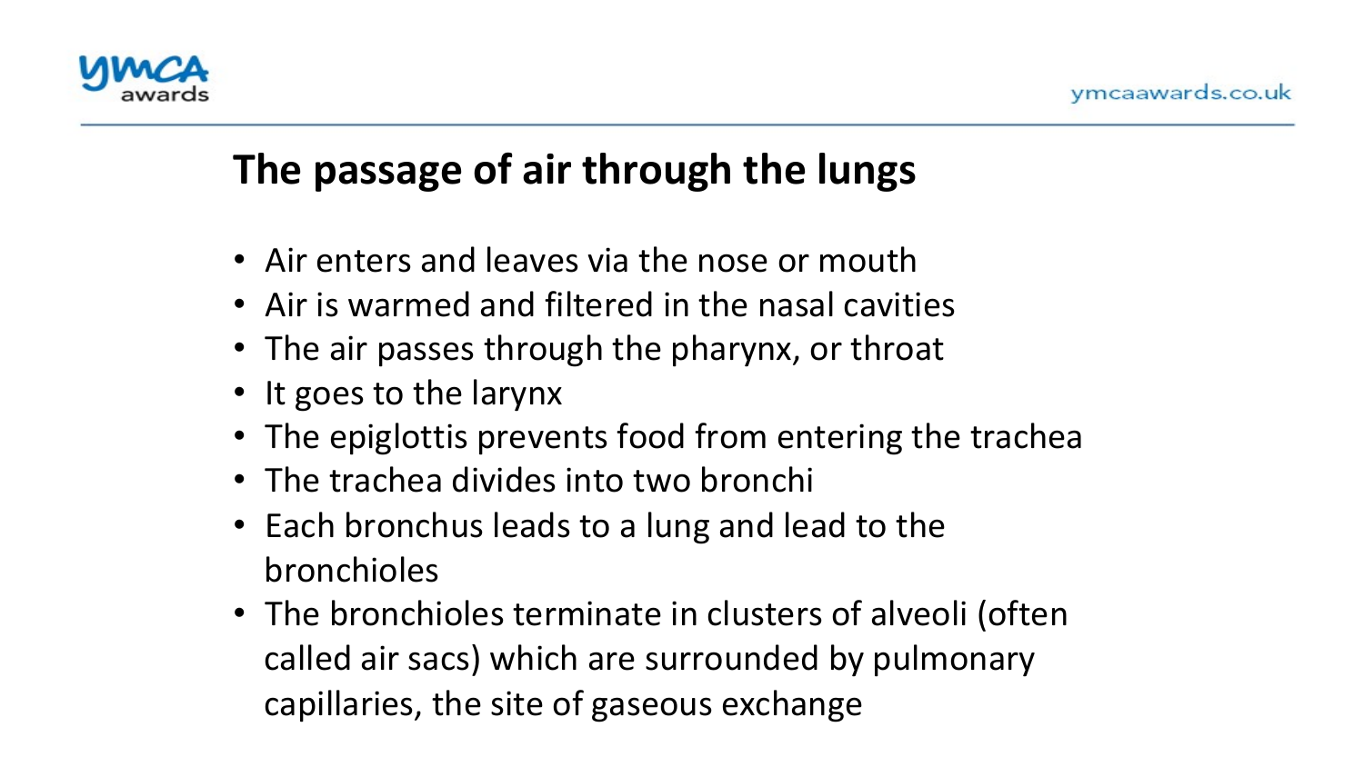## The passage of air through the lungs

- Air enters and leaves via the nose or mouth
- Air is warmed and filtered in the nasal cavities
- The air passes through the pharynx, or throat
- It goes to the larynx
- The epiglottis prevents food from entering the trachea
- The trachea divides into two bronchi
- Each bronchus leads to a lung and lead to the bronchioles
- The bronchioles terminate in clusters of alveoli (often called air sacs) which are surrounded by pulmonary capillaries, the site of gaseous exchange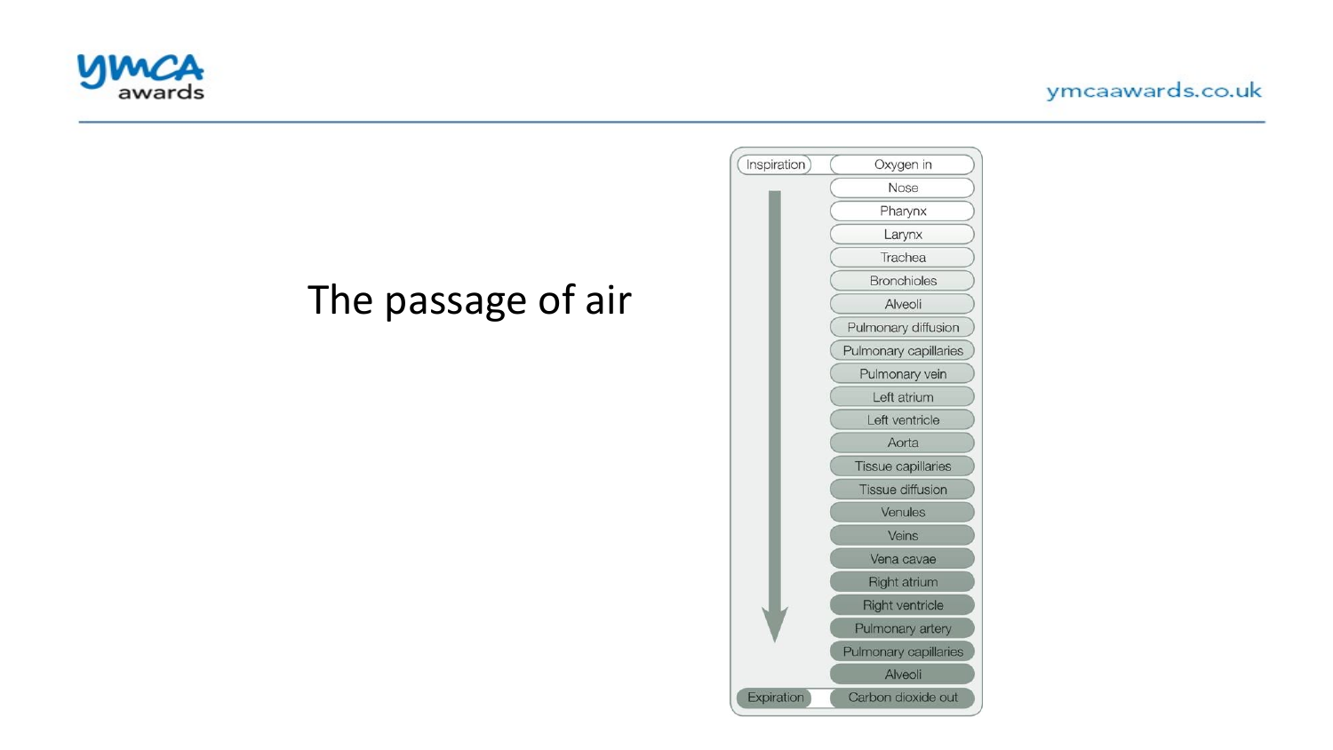# The passage of air

- Inspiration
  - Oxygen in
  - Nose
  - Pharynx
  - Larynx
  - Trachea
  - Bronchioles
  - Alveoli
  - Pulmonary diffusion
  - Pulmonary capillaries
  - Pulmonary vein
  - Left atrium
  - Left ventricle
  - Aorta
  - Tissue capillaries
  - Tissue diffusion
  - Venules
  - Veins
  - Vena cavae
  - Right atrium
  - Right ventricle
  - Pulmonary artery
  - Pulmonary capillaries
  - Alveoli
- Expiration
  - Carbon dioxide out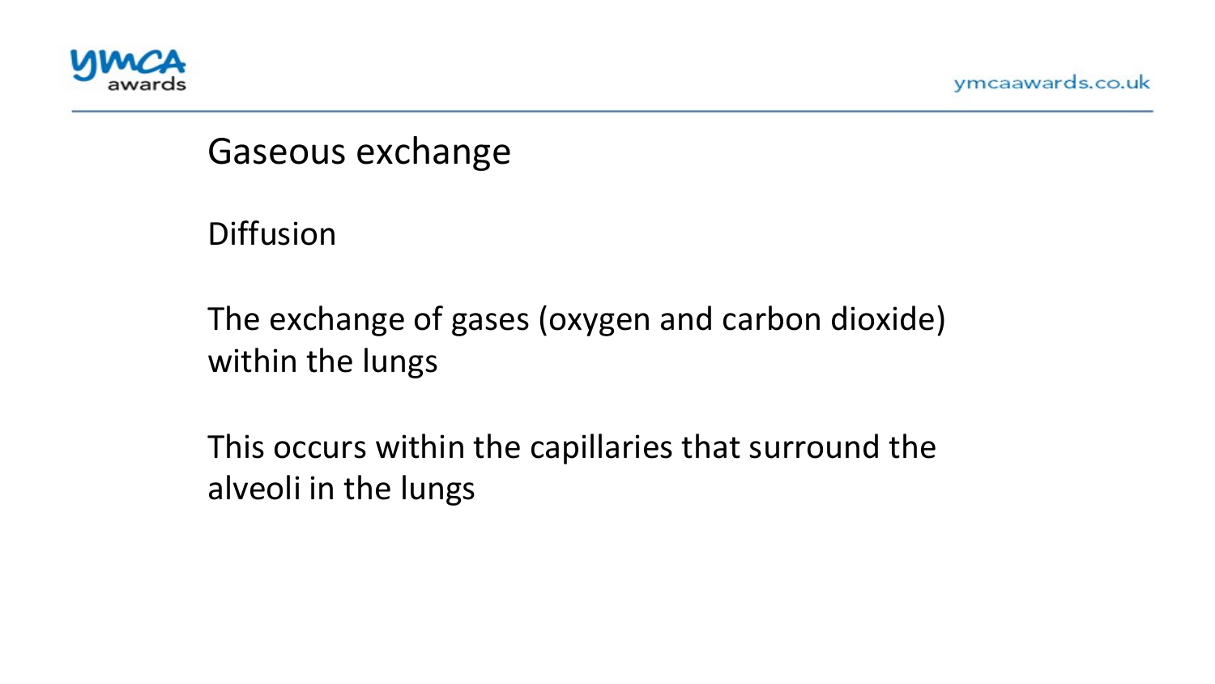# Gaseous exchange

Diffusion

The exchange of gases (oxygen and carbon dioxide) within the lungs

This occurs within the capillaries that surround the alveoli in the lungs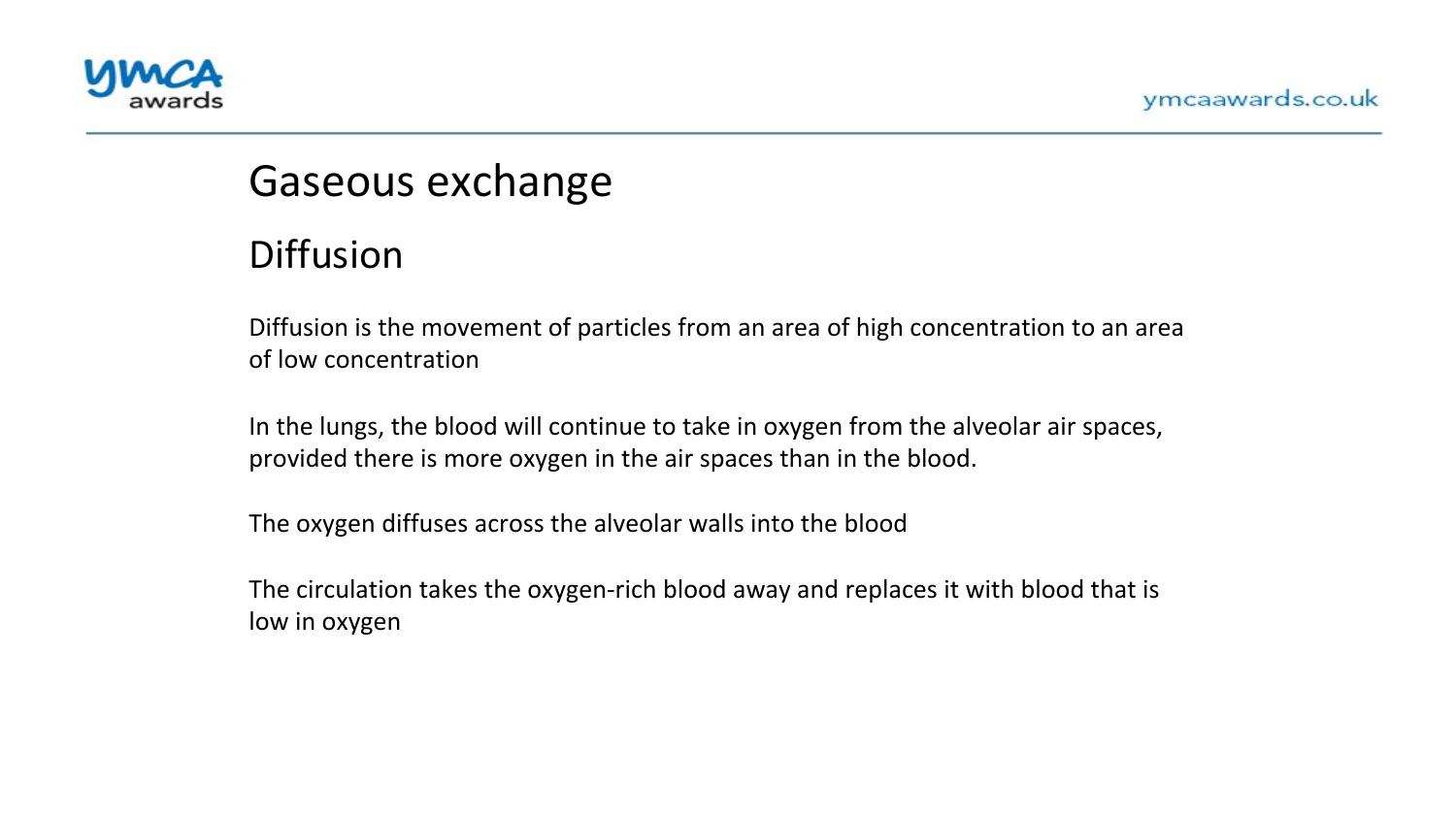# Gaseous exchange

## Diffusion

Diffusion is the movement of particles from an area of high concentration to an area of low concentration

In the lungs, the blood will continue to take in oxygen from the alveolar air spaces, provided there is more oxygen in the air spaces than in the blood.

The oxygen diffuses across the alveolar walls into the blood

The circulation takes the oxygen-rich blood away and replaces it with blood that is low in oxygen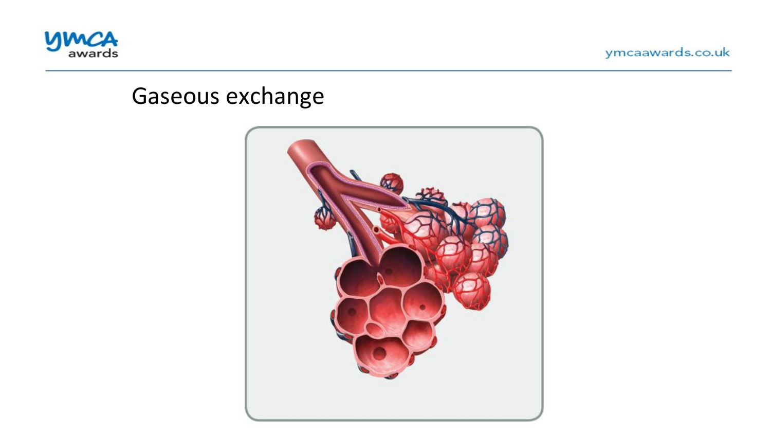## Gaseous exchange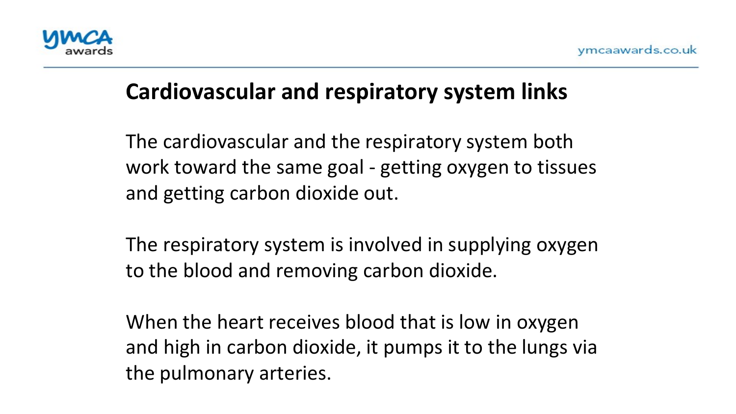## Cardiovascular and respiratory system links

The cardiovascular and the respiratory system both work toward the same goal - getting oxygen to tissues and getting carbon dioxide out.

The respiratory system is involved in supplying oxygen to the blood and removing carbon dioxide.

When the heart receives blood that is low in oxygen and high in carbon dioxide, it pumps it to the lungs via the pulmonary arteries.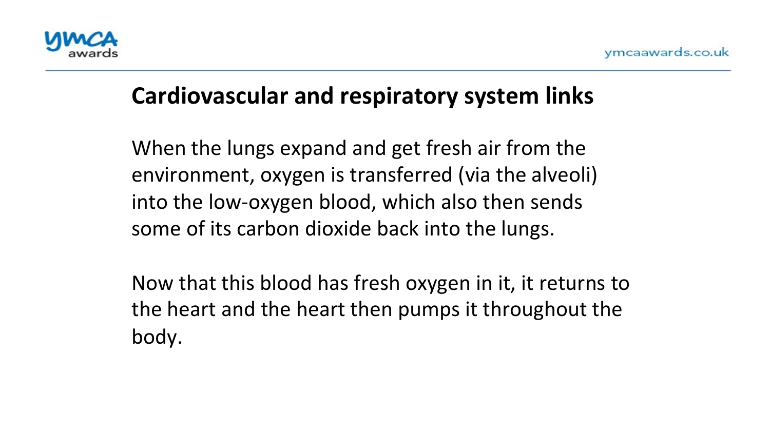## Cardiovascular and respiratory system links

When the lungs expand and get fresh air from the environment, oxygen is transferred (via the alveoli) into the low-oxygen blood, which also then sends some of its carbon dioxide back into the lungs.

Now that this blood has fresh oxygen in it, it returns to the heart and the heart then pumps it throughout the body.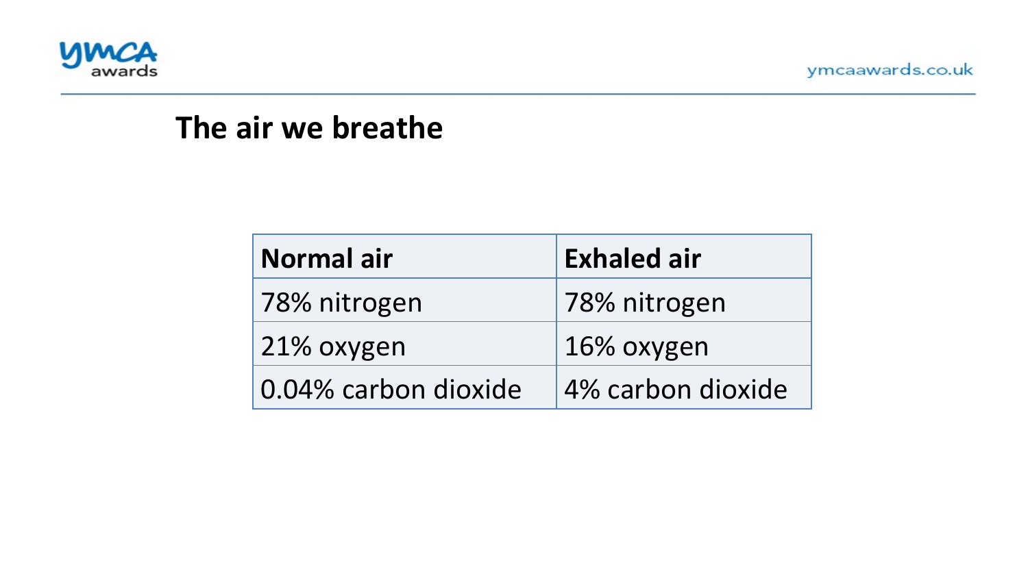## The air we breathe

| Normal air | Exhaled air |
| --- | --- |
| 78% nitrogen | 78% nitrogen |
| 21% oxygen | 16% oxygen |
| 0.04% carbon dioxide | 4% carbon dioxide |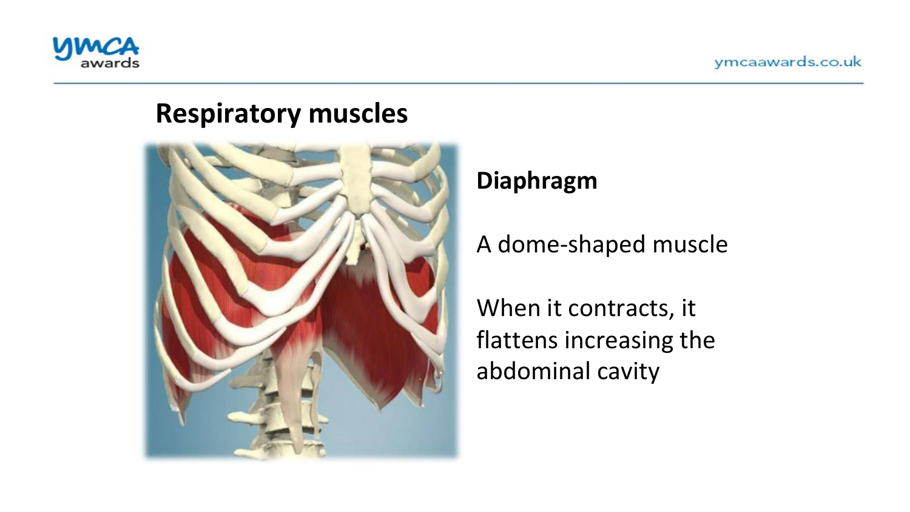## Respiratory muscles

**Diaphragm**

A dome-shaped muscle

When it contracts, it flattens increasing the abdominal cavity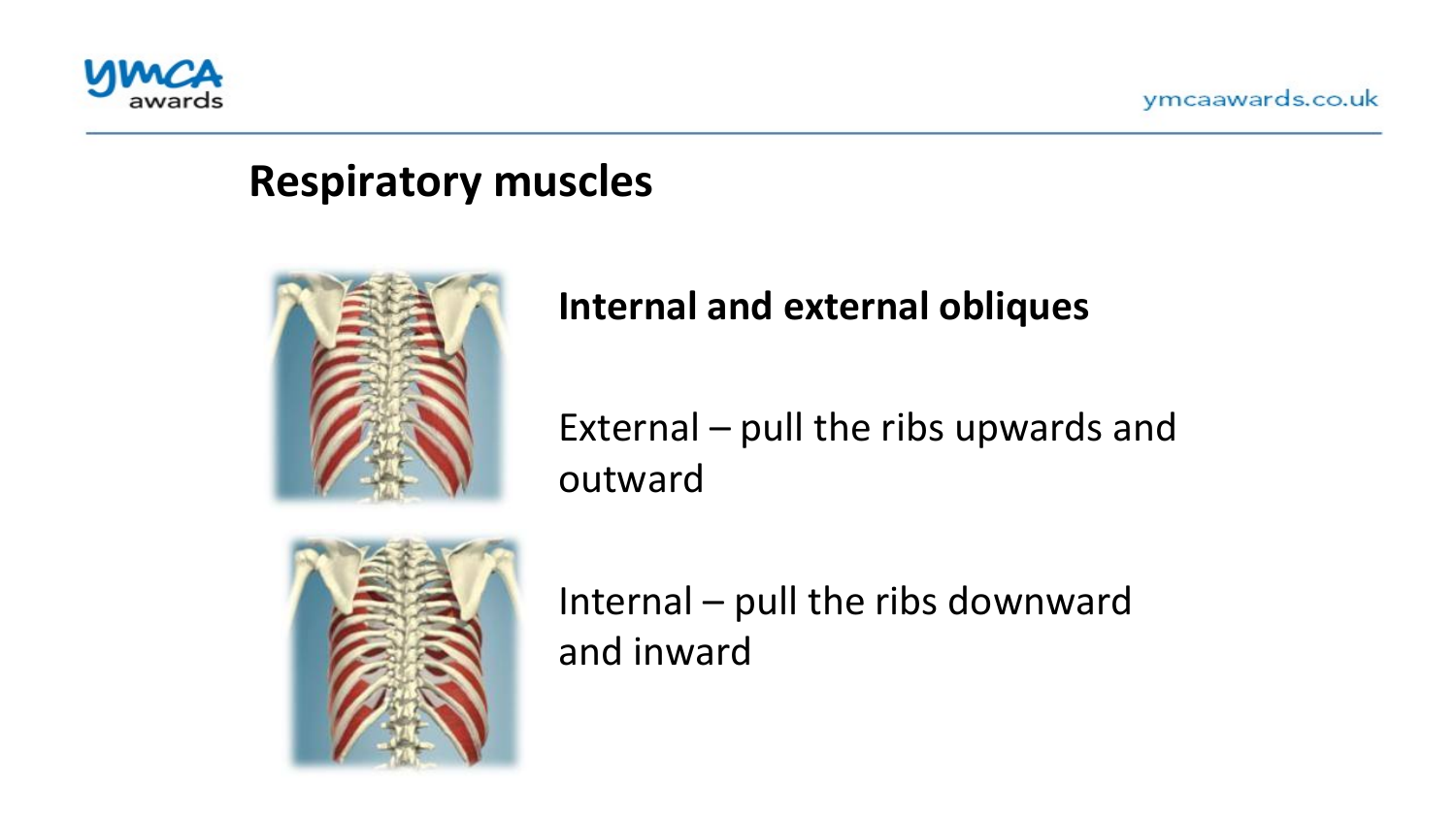## Respiratory muscles

**Internal and external obliques**

External – pull the ribs upwards and outward

Internal – pull the ribs downward and inward